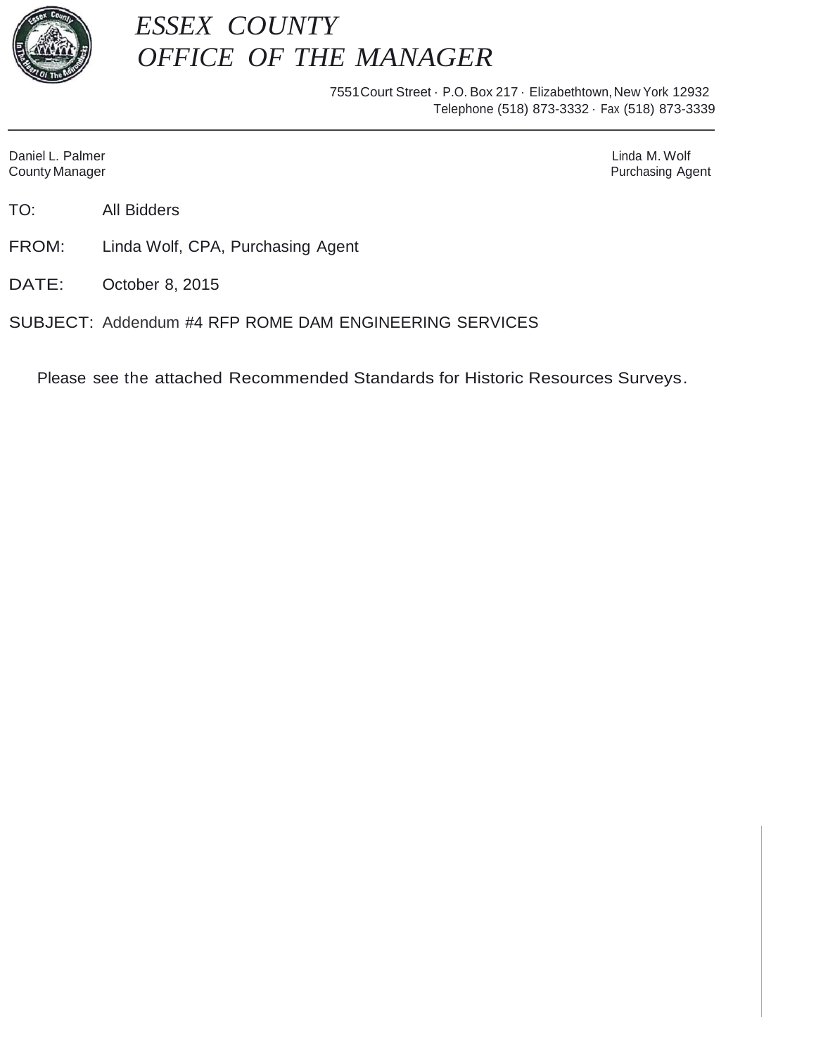# *ESSEX COUNTY*
# *OFFICE OF THE MANAGER*

7551 Court Street · P.O. Box 217 · Elizabethtown, New York 12932
Telephone (518) 873-3332 · Fax (518) 873-3339

---

Daniel L. Palmer
County Manager

Linda M. Wolf
Purchasing Agent

TO: All Bidders

FROM: Linda Wolf, CPA, Purchasing Agent

DATE: October 8, 2015

SUBJECT: Addendum #4 RFP ROME DAM ENGINEERING SERVICES

Please see the attached Recommended Standards for Historic Resources Surveys.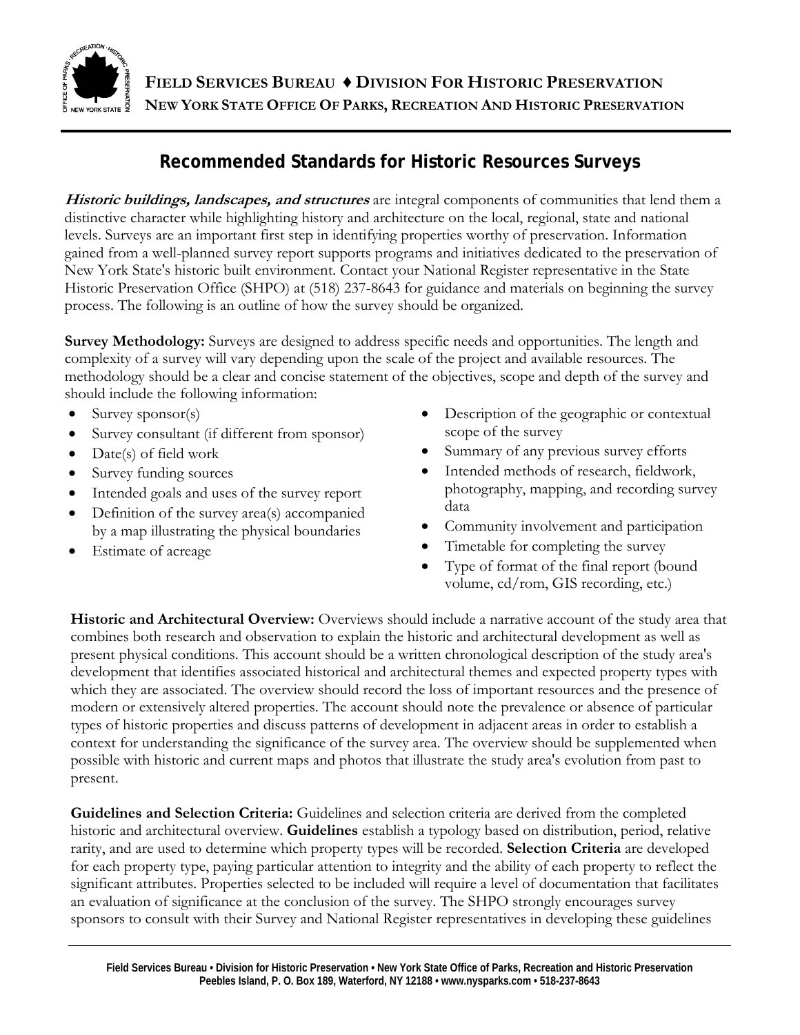**Field Services Bureau ♦ Division for Historic Preservation**
**New York State Office of Parks, Recreation and Historic Preservation**

# Recommended Standards for Historic Resources Surveys

***Historic buildings, landscapes, and structures*** are integral components of communities that lend them a distinctive character while highlighting history and architecture on the local, regional, state and national levels. Surveys are an important first step in identifying properties worthy of preservation. Information gained from a well-planned survey report supports programs and initiatives dedicated to the preservation of New York State's historic built environment. Contact your National Register representative in the State Historic Preservation Office (SHPO) at (518) 237-8643 for guidance and materials on beginning the survey process. The following is an outline of how the survey should be organized.

**Survey Methodology:** Surveys are designed to address specific needs and opportunities. The length and complexity of a survey will vary depending upon the scale of the project and available resources. The methodology should be a clear and concise statement of the objectives, scope and depth of the survey and should include the following information:

- Survey sponsor(s)
- Survey consultant (if different from sponsor)
- Date(s) of field work
- Survey funding sources
- Intended goals and uses of the survey report
- Definition of the survey area(s) accompanied by a map illustrating the physical boundaries
- Estimate of acreage
- Description of the geographic or contextual scope of the survey
- Summary of any previous survey efforts
- Intended methods of research, fieldwork, photography, mapping, and recording survey data
- Community involvement and participation
- Timetable for completing the survey
- Type of format of the final report (bound volume, cd/rom, GIS recording, etc.)

**Historic and Architectural Overview:** Overviews should include a narrative account of the study area that combines both research and observation to explain the historic and architectural development as well as present physical conditions. This account should be a written chronological description of the study area's development that identifies associated historical and architectural themes and expected property types with which they are associated. The overview should record the loss of important resources and the presence of modern or extensively altered properties. The account should note the prevalence or absence of particular types of historic properties and discuss patterns of development in adjacent areas in order to establish a context for understanding the significance of the survey area. The overview should be supplemented when possible with historic and current maps and photos that illustrate the study area's evolution from past to present.

**Guidelines and Selection Criteria:** Guidelines and selection criteria are derived from the completed historic and architectural overview. **Guidelines** establish a typology based on distribution, period, relative rarity, and are used to determine which property types will be recorded. **Selection Criteria** are developed for each property type, paying particular attention to integrity and the ability of each property to reflect the significant attributes. Properties selected to be included will require a level of documentation that facilitates an evaluation of significance at the conclusion of the survey. The SHPO strongly encourages survey sponsors to consult with their Survey and National Register representatives in developing these guidelines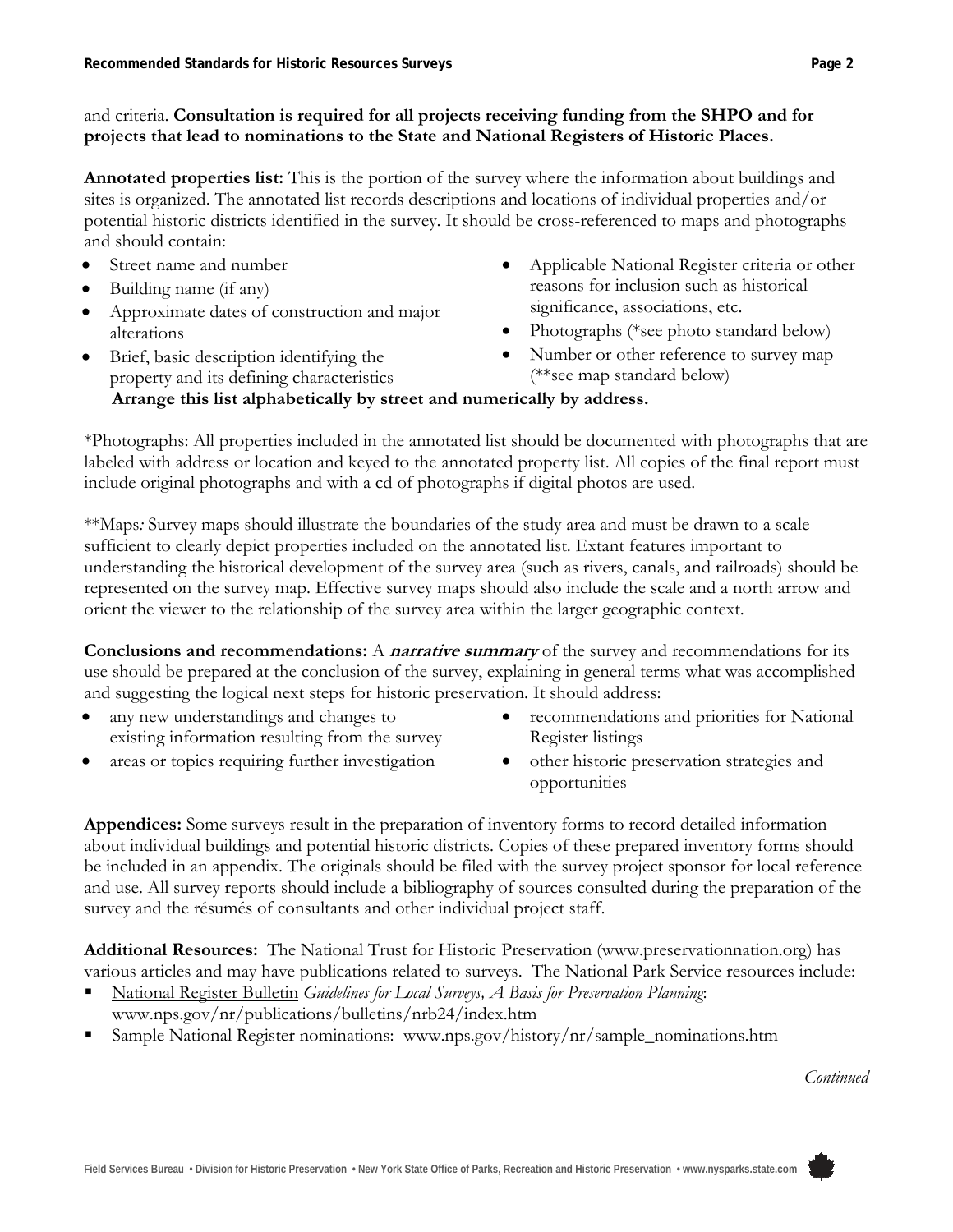and criteria. **Consultation is required for all projects receiving funding from the SHPO and for projects that lead to nominations to the State and National Registers of Historic Places.**

**Annotated properties list:** This is the portion of the survey where the information about buildings and sites is organized. The annotated list records descriptions and locations of individual properties and/or potential historic districts identified in the survey. It should be cross-referenced to maps and photographs and should contain:

- Street name and number
- Building name (if any)
- Approximate dates of construction and major alterations
- Brief, basic description identifying the property and its defining characteristics
- Applicable National Register criteria or other reasons for inclusion such as historical significance, associations, etc.
- Photographs (*see photo standard below)
- Number or other reference to survey map (**see map standard below)

**Arrange this list alphabetically by street and numerically by address.**

*Photographs: All properties included in the annotated list should be documented with photographs that are labeled with address or location and keyed to the annotated property list. All copies of the final report must include original photographs and with a cd of photographs if digital photos are used.

**Maps*:* Survey maps should illustrate the boundaries of the study area and must be drawn to a scale sufficient to clearly depict properties included on the annotated list. Extant features important to understanding the historical development of the survey area (such as rivers, canals, and railroads) should be represented on the survey map. Effective survey maps should also include the scale and a north arrow and orient the viewer to the relationship of the survey area within the larger geographic context.

**Conclusions and recommendations:** A ***narrative summary*** of the survey and recommendations for its use should be prepared at the conclusion of the survey, explaining in general terms what was accomplished and suggesting the logical next steps for historic preservation. It should address:

- any new understandings and changes to existing information resulting from the survey
- areas or topics requiring further investigation
- recommendations and priorities for National Register listings
- other historic preservation strategies and opportunities

**Appendices:** Some surveys result in the preparation of inventory forms to record detailed information about individual buildings and potential historic districts. Copies of these prepared inventory forms should be included in an appendix. The originals should be filed with the survey project sponsor for local reference and use. All survey reports should include a bibliography of sources consulted during the preparation of the survey and the résumés of consultants and other individual project staff.

**Additional Resources:** The National Trust for Historic Preservation (www.preservationnation.org) has various articles and may have publications related to surveys. The National Park Service resources include:

- National Register Bulletin *Guidelines for Local Surveys, A Basis for Preservation Planning*: www.nps.gov/nr/publications/bulletins/nrb24/index.htm
- Sample National Register nominations: www.nps.gov/history/nr/sample_nominations.htm

*Continued*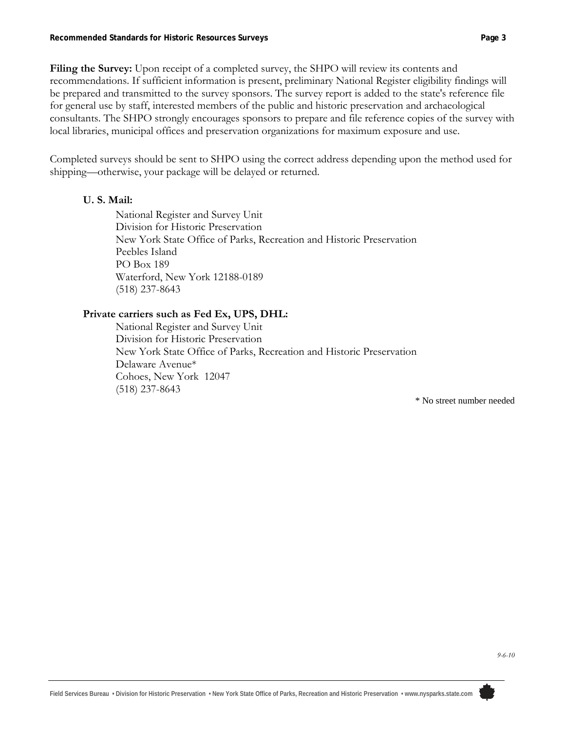**Filing the Survey:** Upon receipt of a completed survey, the SHPO will review its contents and recommendations. If sufficient information is present, preliminary National Register eligibility findings will be prepared and transmitted to the survey sponsors. The survey report is added to the state's reference file for general use by staff, interested members of the public and historic preservation and archaeological consultants. The SHPO strongly encourages sponsors to prepare and file reference copies of the survey with local libraries, municipal offices and preservation organizations for maximum exposure and use.

Completed surveys should be sent to SHPO using the correct address depending upon the method used for shipping—otherwise, your package will be delayed or returned.

**U. S. Mail:**

National Register and Survey Unit
Division for Historic Preservation
New York State Office of Parks, Recreation and Historic Preservation
Peebles Island
PO Box 189
Waterford, New York 12188-0189
(518) 237-8643

**Private carriers such as Fed Ex, UPS, DHL:**

National Register and Survey Unit
Division for Historic Preservation
New York State Office of Parks, Recreation and Historic Preservation
Delaware Avenue*
Cohoes, New York 12047
(518) 237-8643

* No street number needed

*9-6-10*